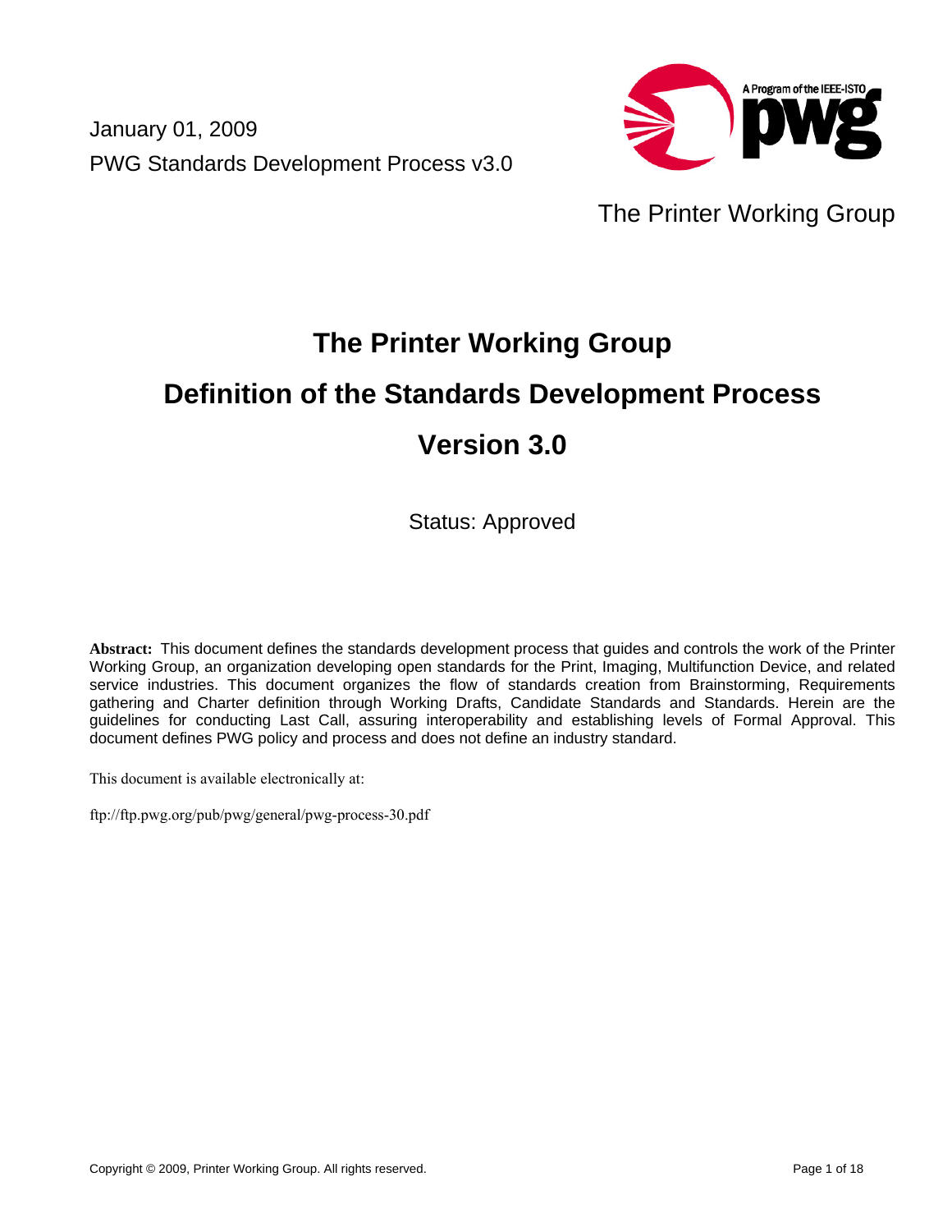January 01, 2009

PWG Standards Development Process v3.0

The Printer Working Group

# The Printer Working Group

# Definition of the Standards Development Process

# Version 3.0

Status: Approved

**Abstract:** This document defines the standards development process that guides and controls the work of the Printer Working Group, an organization developing open standards for the Print, Imaging, Multifunction Device, and related service industries. This document organizes the flow of standards creation from Brainstorming, Requirements gathering and Charter definition through Working Drafts, Candidate Standards and Standards. Herein are the guidelines for conducting Last Call, assuring interoperability and establishing levels of Formal Approval. This document defines PWG policy and process and does not define an industry standard.

This document is available electronically at:

ftp://ftp.pwg.org/pub/pwg/general/pwg-process-30.pdf

Copyright © 2009, Printer Working Group. All rights reserved.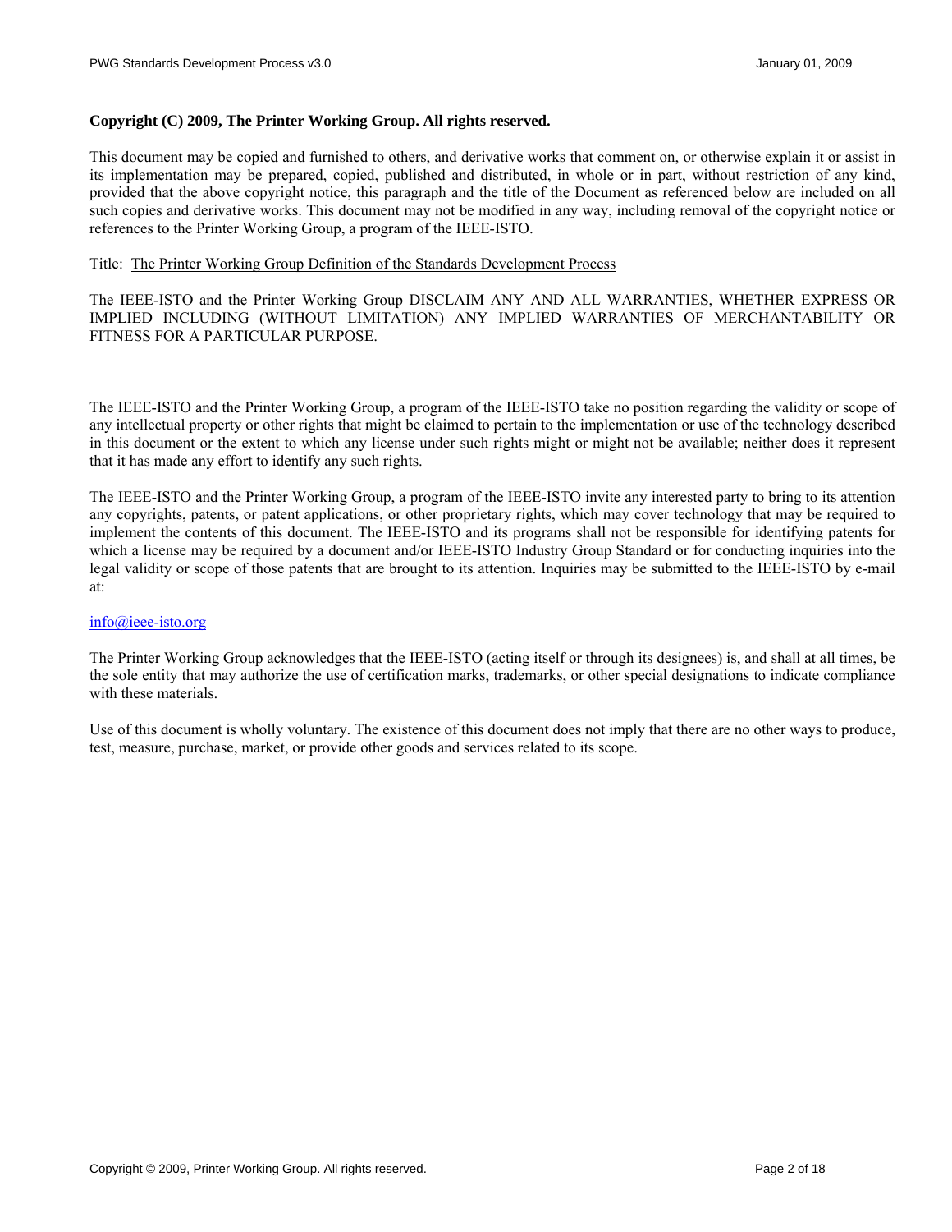**Copyright (C) 2009, The Printer Working Group. All rights reserved.**

This document may be copied and furnished to others, and derivative works that comment on, or otherwise explain it or assist in its implementation may be prepared, copied, published and distributed, in whole or in part, without restriction of any kind, provided that the above copyright notice, this paragraph and the title of the Document as referenced below are included on all such copies and derivative works. This document may not be modified in any way, including removal of the copyright notice or references to the Printer Working Group, a program of the IEEE-ISTO.

Title: The Printer Working Group Definition of the Standards Development Process

The IEEE-ISTO and the Printer Working Group DISCLAIM ANY AND ALL WARRANTIES, WHETHER EXPRESS OR IMPLIED INCLUDING (WITHOUT LIMITATION) ANY IMPLIED WARRANTIES OF MERCHANTABILITY OR FITNESS FOR A PARTICULAR PURPOSE.

The IEEE-ISTO and the Printer Working Group, a program of the IEEE-ISTO take no position regarding the validity or scope of any intellectual property or other rights that might be claimed to pertain to the implementation or use of the technology described in this document or the extent to which any license under such rights might or might not be available; neither does it represent that it has made any effort to identify any such rights.

The IEEE-ISTO and the Printer Working Group, a program of the IEEE-ISTO invite any interested party to bring to its attention any copyrights, patents, or patent applications, or other proprietary rights, which may cover technology that may be required to implement the contents of this document. The IEEE-ISTO and its programs shall not be responsible for identifying patents for which a license may be required by a document and/or IEEE-ISTO Industry Group Standard or for conducting inquiries into the legal validity or scope of those patents that are brought to its attention. Inquiries may be submitted to the IEEE-ISTO by e-mail at:

info@ieee-isto.org

The Printer Working Group acknowledges that the IEEE-ISTO (acting itself or through its designees) is, and shall at all times, be the sole entity that may authorize the use of certification marks, trademarks, or other special designations to indicate compliance with these materials.

Use of this document is wholly voluntary. The existence of this document does not imply that there are no other ways to produce, test, measure, purchase, market, or provide other goods and services related to its scope.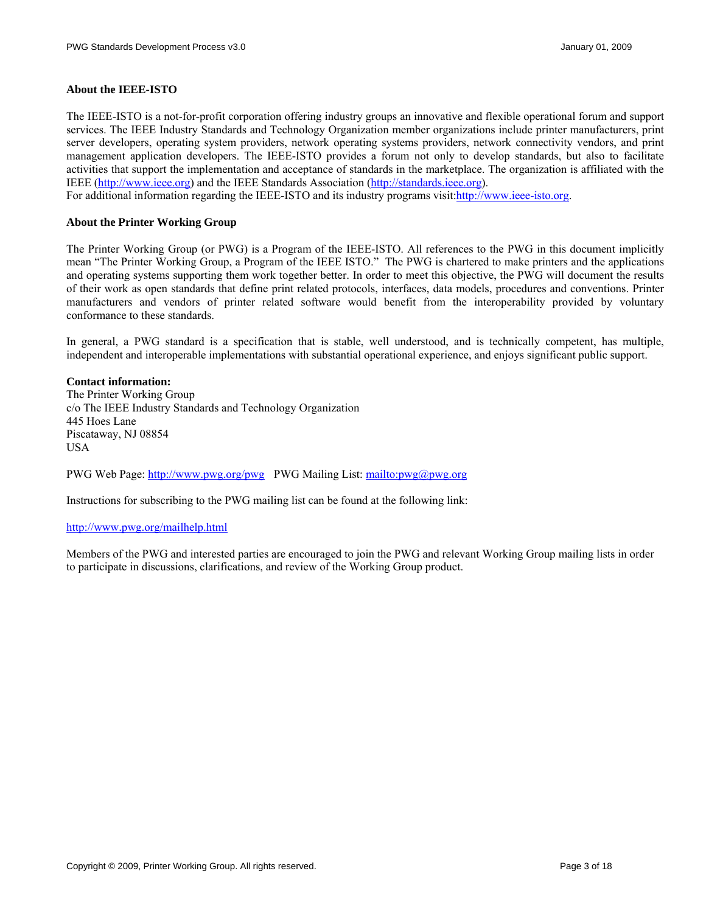**About the IEEE-ISTO**

The IEEE-ISTO is a not-for-profit corporation offering industry groups an innovative and flexible operational forum and support services. The IEEE Industry Standards and Technology Organization member organizations include printer manufacturers, print server developers, operating system providers, network operating systems providers, network connectivity vendors, and print management application developers. The IEEE-ISTO provides a forum not only to develop standards, but also to facilitate activities that support the implementation and acceptance of standards in the marketplace. The organization is affiliated with the IEEE (http://www.ieee.org) and the IEEE Standards Association (http://standards.ieee.org).
For additional information regarding the IEEE-ISTO and its industry programs visit:http://www.ieee-isto.org.

**About the Printer Working Group**

The Printer Working Group (or PWG) is a Program of the IEEE-ISTO. All references to the PWG in this document implicitly mean "The Printer Working Group, a Program of the IEEE ISTO." The PWG is chartered to make printers and the applications and operating systems supporting them work together better. In order to meet this objective, the PWG will document the results of their work as open standards that define print related protocols, interfaces, data models, procedures and conventions. Printer manufacturers and vendors of printer related software would benefit from the interoperability provided by voluntary conformance to these standards.

In general, a PWG standard is a specification that is stable, well understood, and is technically competent, has multiple, independent and interoperable implementations with substantial operational experience, and enjoys significant public support.

**Contact information:**
The Printer Working Group
c/o The IEEE Industry Standards and Technology Organization
445 Hoes Lane
Piscataway, NJ 08854
USA

PWG Web Page: http://www.pwg.org/pwg PWG Mailing List: mailto:pwg@pwg.org

Instructions for subscribing to the PWG mailing list can be found at the following link:

http://www.pwg.org/mailhelp.html

Members of the PWG and interested parties are encouraged to join the PWG and relevant Working Group mailing lists in order to participate in discussions, clarifications, and review of the Working Group product.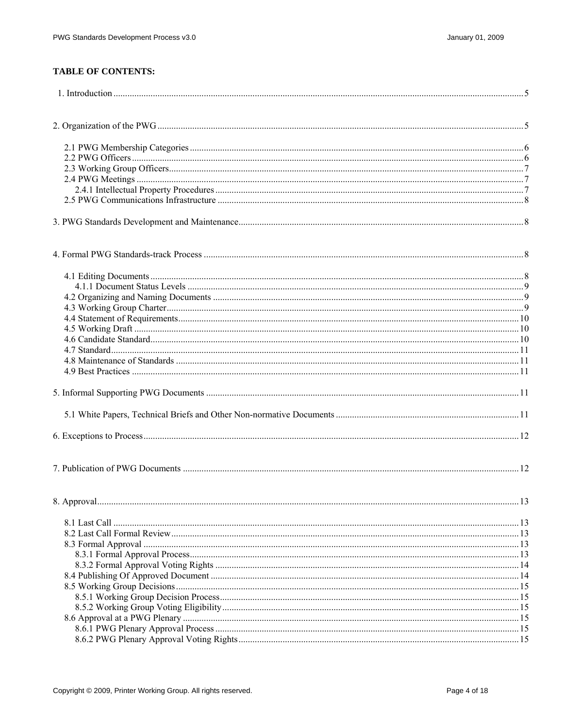**TABLE OF CONTENTS:**

1. Introduction ..... 5

2. Organization of the PWG ..... 5

- 2.1 PWG Membership Categories ..... 6
- 2.2 PWG Officers ..... 6
- 2.3 Working Group Officers ..... 7
- 2.4 PWG Meetings ..... 7
  - 2.4.1 Intellectual Property Procedures ..... 7
- 2.5 PWG Communications Infrastructure ..... 8

3. PWG Standards Development and Maintenance ..... 8

4. Formal PWG Standards-track Process ..... 8

- 4.1 Editing Documents ..... 8
  - 4.1.1 Document Status Levels ..... 9
- 4.2 Organizing and Naming Documents ..... 9
- 4.3 Working Group Charter ..... 9
- 4.4 Statement of Requirements ..... 10
- 4.5 Working Draft ..... 10
- 4.6 Candidate Standard ..... 10
- 4.7 Standard ..... 11
- 4.8 Maintenance of Standards ..... 11
- 4.9 Best Practices ..... 11

5. Informal Supporting PWG Documents ..... 11

- 5.1 White Papers, Technical Briefs and Other Non-normative Documents ..... 11

6. Exceptions to Process ..... 12

7. Publication of PWG Documents ..... 12

8. Approval ..... 13

- 8.1 Last Call ..... 13
- 8.2 Last Call Formal Review ..... 13
- 8.3 Formal Approval ..... 13
  - 8.3.1 Formal Approval Process ..... 13
  - 8.3.2 Formal Approval Voting Rights ..... 14
- 8.4 Publishing Of Approved Document ..... 14
- 8.5 Working Group Decisions ..... 15
  - 8.5.1 Working Group Decision Process ..... 15
  - 8.5.2 Working Group Voting Eligibility ..... 15
- 8.6 Approval at a PWG Plenary ..... 15
  - 8.6.1 PWG Plenary Approval Process ..... 15
  - 8.6.2 PWG Plenary Approval Voting Rights ..... 15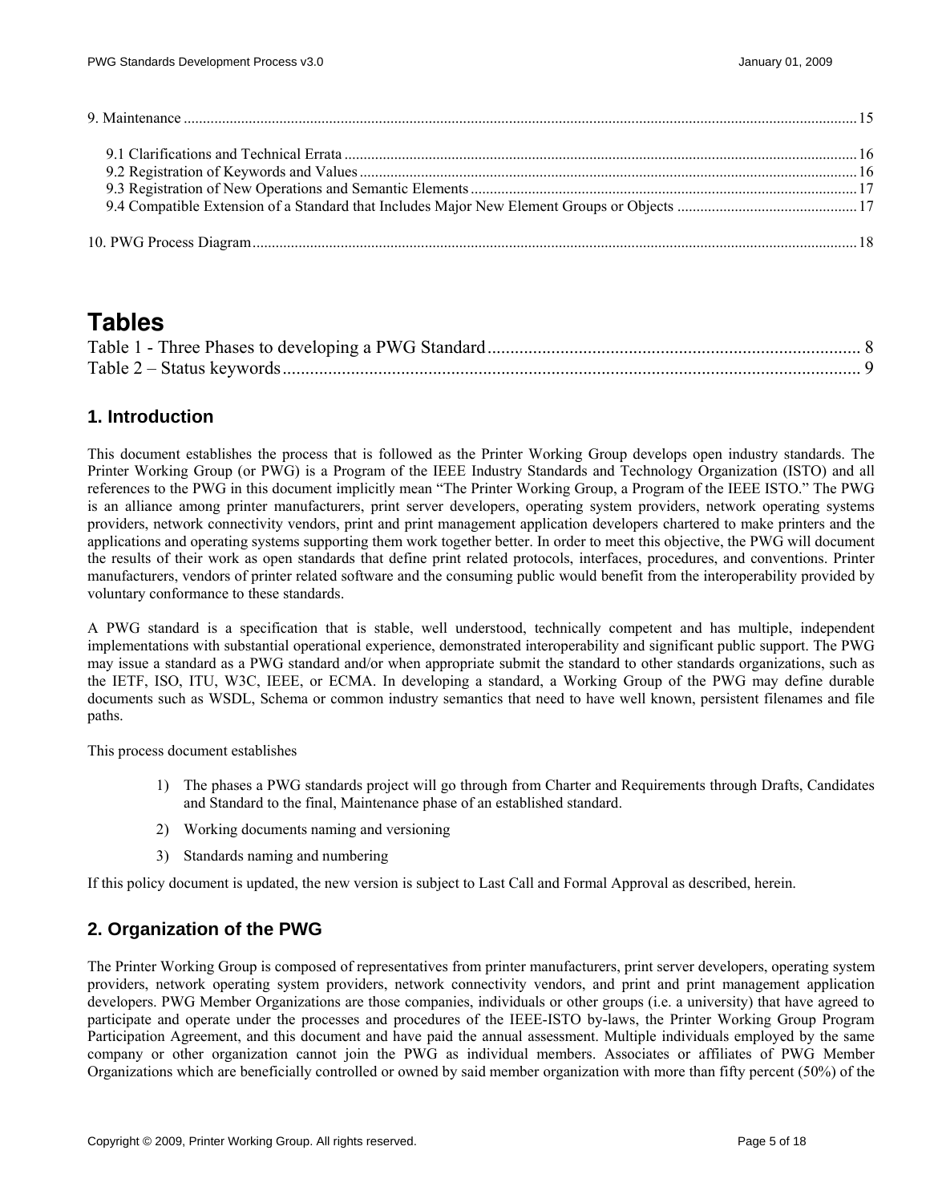9. Maintenance .......... 15

9.1 Clarifications and Technical Errata .......... 16
9.2 Registration of Keywords and Values .......... 16
9.3 Registration of New Operations and Semantic Elements .......... 17
9.4 Compatible Extension of a Standard that Includes Major New Element Groups or Objects .......... 17

10. PWG Process Diagram .......... 18

# Tables

Table 1 - Three Phases to developing a PWG Standard .......... 8
Table 2 – Status keywords .......... 9

## 1. Introduction

This document establishes the process that is followed as the Printer Working Group develops open industry standards. The Printer Working Group (or PWG) is a Program of the IEEE Industry Standards and Technology Organization (ISTO) and all references to the PWG in this document implicitly mean "The Printer Working Group, a Program of the IEEE ISTO." The PWG is an alliance among printer manufacturers, print server developers, operating system providers, network operating systems providers, network connectivity vendors, print and print management application developers chartered to make printers and the applications and operating systems supporting them work together better. In order to meet this objective, the PWG will document the results of their work as open standards that define print related protocols, interfaces, procedures, and conventions. Printer manufacturers, vendors of printer related software and the consuming public would benefit from the interoperability provided by voluntary conformance to these standards.

A PWG standard is a specification that is stable, well understood, technically competent and has multiple, independent implementations with substantial operational experience, demonstrated interoperability and significant public support. The PWG may issue a standard as a PWG standard and/or when appropriate submit the standard to other standards organizations, such as the IETF, ISO, ITU, W3C, IEEE, or ECMA. In developing a standard, a Working Group of the PWG may define durable documents such as WSDL, Schema or common industry semantics that need to have well known, persistent filenames and file paths.

This process document establishes

1) The phases a PWG standards project will go through from Charter and Requirements through Drafts, Candidates and Standard to the final, Maintenance phase of an established standard.
2) Working documents naming and versioning
3) Standards naming and numbering

If this policy document is updated, the new version is subject to Last Call and Formal Approval as described, herein.

## 2. Organization of the PWG

The Printer Working Group is composed of representatives from printer manufacturers, print server developers, operating system providers, network operating system providers, network connectivity vendors, and print and print management application developers. PWG Member Organizations are those companies, individuals or other groups (i.e. a university) that have agreed to participate and operate under the processes and procedures of the IEEE-ISTO by-laws, the Printer Working Group Program Participation Agreement, and this document and have paid the annual assessment. Multiple individuals employed by the same company or other organization cannot join the PWG as individual members. Associates or affiliates of PWG Member Organizations which are beneficially controlled or owned by said member organization with more than fifty percent (50%) of the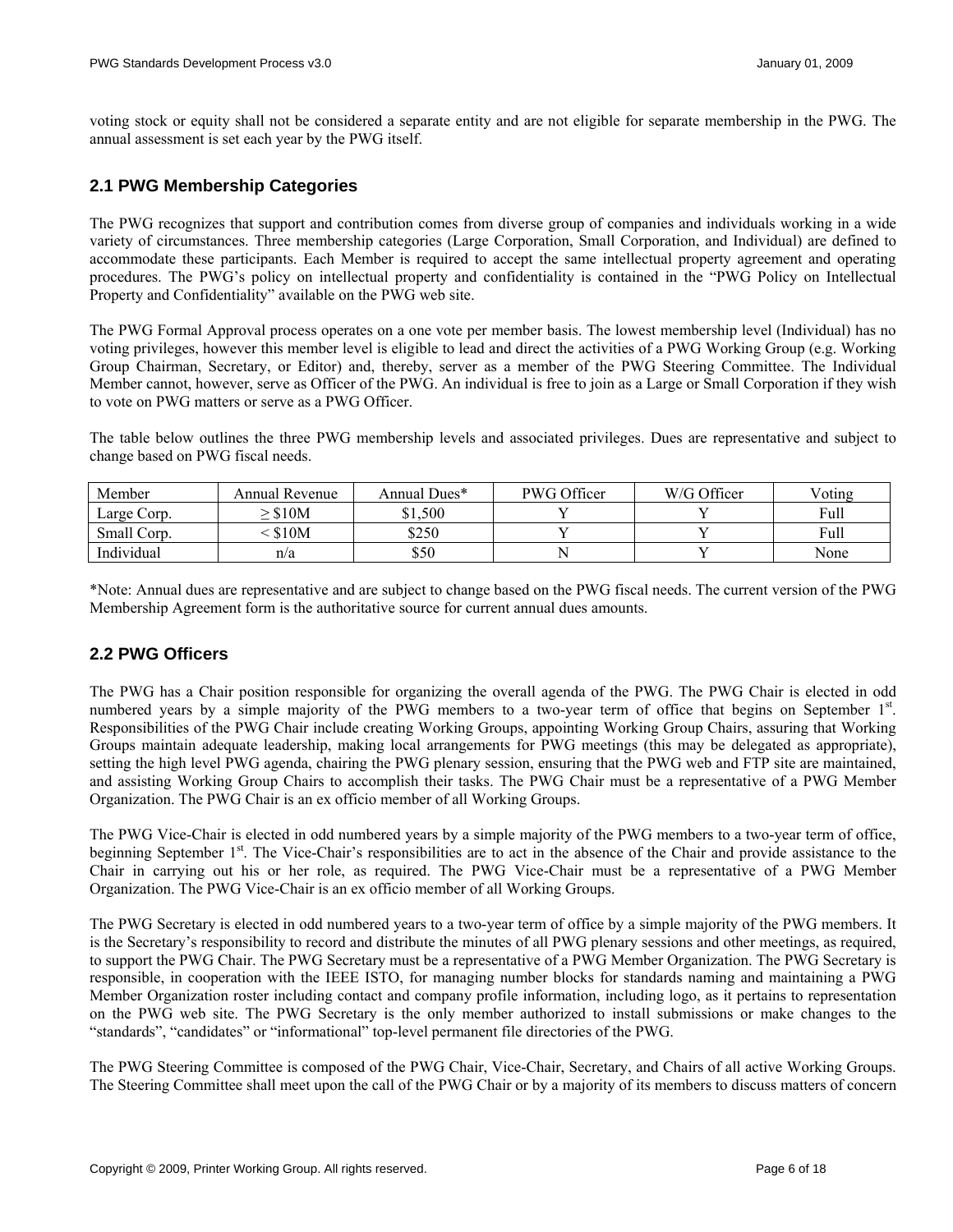voting stock or equity shall not be considered a separate entity and are not eligible for separate membership in the PWG. The annual assessment is set each year by the PWG itself.

## 2.1 PWG Membership Categories

The PWG recognizes that support and contribution comes from diverse group of companies and individuals working in a wide variety of circumstances. Three membership categories (Large Corporation, Small Corporation, and Individual) are defined to accommodate these participants. Each Member is required to accept the same intellectual property agreement and operating procedures. The PWG's policy on intellectual property and confidentiality is contained in the "PWG Policy on Intellectual Property and Confidentiality" available on the PWG web site.

The PWG Formal Approval process operates on a one vote per member basis. The lowest membership level (Individual) has no voting privileges, however this member level is eligible to lead and direct the activities of a PWG Working Group (e.g. Working Group Chairman, Secretary, or Editor) and, thereby, server as a member of the PWG Steering Committee. The Individual Member cannot, however, serve as Officer of the PWG. An individual is free to join as a Large or Small Corporation if they wish to vote on PWG matters or serve as a PWG Officer.

The table below outlines the three PWG membership levels and associated privileges. Dues are representative and subject to change based on PWG fiscal needs.

| Member | Annual Revenue | Annual Dues* | PWG Officer | W/G Officer | Voting |
|---|---|---|---|---|---|
| Large Corp. | ≥ $10M | $1,500 | Y | Y | Full |
| Small Corp. | < $10M | $250 | Y | Y | Full |
| Individual | n/a | $50 | N | Y | None |

*Note: Annual dues are representative and are subject to change based on the PWG fiscal needs. The current version of the PWG Membership Agreement form is the authoritative source for current annual dues amounts.

## 2.2 PWG Officers

The PWG has a Chair position responsible for organizing the overall agenda of the PWG. The PWG Chair is elected in odd numbered years by a simple majority of the PWG members to a two-year term of office that begins on September 1st. Responsibilities of the PWG Chair include creating Working Groups, appointing Working Group Chairs, assuring that Working Groups maintain adequate leadership, making local arrangements for PWG meetings (this may be delegated as appropriate), setting the high level PWG agenda, chairing the PWG plenary session, ensuring that the PWG web and FTP site are maintained, and assisting Working Group Chairs to accomplish their tasks. The PWG Chair must be a representative of a PWG Member Organization. The PWG Chair is an ex officio member of all Working Groups.

The PWG Vice-Chair is elected in odd numbered years by a simple majority of the PWG members to a two-year term of office, beginning September 1st. The Vice-Chair's responsibilities are to act in the absence of the Chair and provide assistance to the Chair in carrying out his or her role, as required. The PWG Vice-Chair must be a representative of a PWG Member Organization. The PWG Vice-Chair is an ex officio member of all Working Groups.

The PWG Secretary is elected in odd numbered years to a two-year term of office by a simple majority of the PWG members. It is the Secretary's responsibility to record and distribute the minutes of all PWG plenary sessions and other meetings, as required, to support the PWG Chair. The PWG Secretary must be a representative of a PWG Member Organization. The PWG Secretary is responsible, in cooperation with the IEEE ISTO, for managing number blocks for standards naming and maintaining a PWG Member Organization roster including contact and company profile information, including logo, as it pertains to representation on the PWG web site. The PWG Secretary is the only member authorized to install submissions or make changes to the "standards", "candidates" or "informational" top-level permanent file directories of the PWG.

The PWG Steering Committee is composed of the PWG Chair, Vice-Chair, Secretary, and Chairs of all active Working Groups. The Steering Committee shall meet upon the call of the PWG Chair or by a majority of its members to discuss matters of concern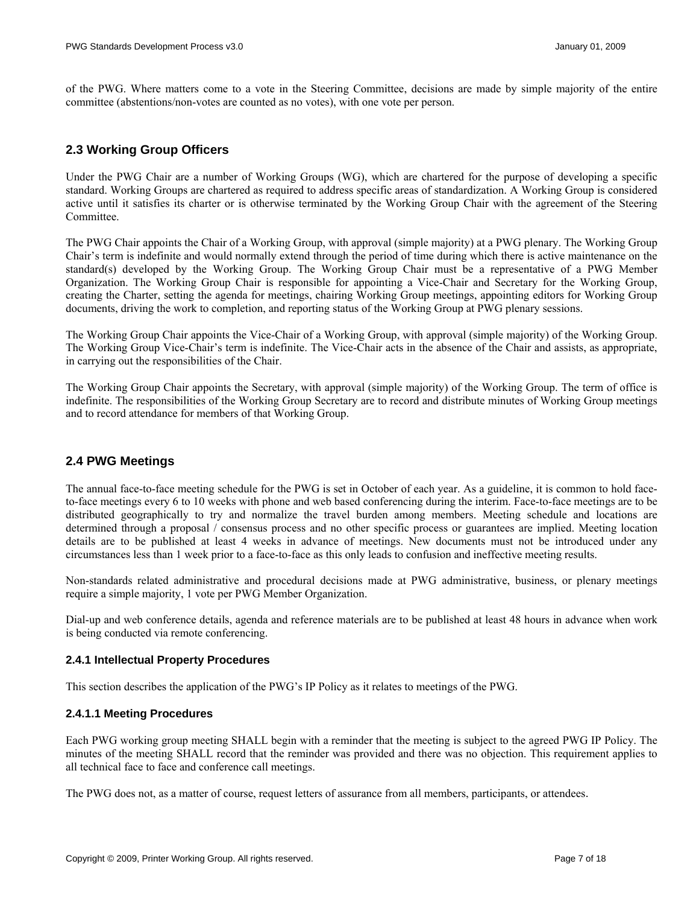of the PWG. Where matters come to a vote in the Steering Committee, decisions are made by simple majority of the entire committee (abstentions/non-votes are counted as no votes), with one vote per person.

## 2.3 Working Group Officers

Under the PWG Chair are a number of Working Groups (WG), which are chartered for the purpose of developing a specific standard. Working Groups are chartered as required to address specific areas of standardization. A Working Group is considered active until it satisfies its charter or is otherwise terminated by the Working Group Chair with the agreement of the Steering Committee.

The PWG Chair appoints the Chair of a Working Group, with approval (simple majority) at a PWG plenary. The Working Group Chair's term is indefinite and would normally extend through the period of time during which there is active maintenance on the standard(s) developed by the Working Group. The Working Group Chair must be a representative of a PWG Member Organization. The Working Group Chair is responsible for appointing a Vice-Chair and Secretary for the Working Group, creating the Charter, setting the agenda for meetings, chairing Working Group meetings, appointing editors for Working Group documents, driving the work to completion, and reporting status of the Working Group at PWG plenary sessions.

The Working Group Chair appoints the Vice-Chair of a Working Group, with approval (simple majority) of the Working Group. The Working Group Vice-Chair's term is indefinite. The Vice-Chair acts in the absence of the Chair and assists, as appropriate, in carrying out the responsibilities of the Chair.

The Working Group Chair appoints the Secretary, with approval (simple majority) of the Working Group. The term of office is indefinite. The responsibilities of the Working Group Secretary are to record and distribute minutes of Working Group meetings and to record attendance for members of that Working Group.

## 2.4 PWG Meetings

The annual face-to-face meeting schedule for the PWG is set in October of each year. As a guideline, it is common to hold face-to-face meetings every 6 to 10 weeks with phone and web based conferencing during the interim. Face-to-face meetings are to be distributed geographically to try and normalize the travel burden among members. Meeting schedule and locations are determined through a proposal / consensus process and no other specific process or guarantees are implied. Meeting location details are to be published at least 4 weeks in advance of meetings. New documents must not be introduced under any circumstances less than 1 week prior to a face-to-face as this only leads to confusion and ineffective meeting results.

Non-standards related administrative and procedural decisions made at PWG administrative, business, or plenary meetings require a simple majority, 1 vote per PWG Member Organization.

Dial-up and web conference details, agenda and reference materials are to be published at least 48 hours in advance when work is being conducted via remote conferencing.

### 2.4.1 Intellectual Property Procedures

This section describes the application of the PWG's IP Policy as it relates to meetings of the PWG.

#### 2.4.1.1 Meeting Procedures

Each PWG working group meeting SHALL begin with a reminder that the meeting is subject to the agreed PWG IP Policy. The minutes of the meeting SHALL record that the reminder was provided and there was no objection. This requirement applies to all technical face to face and conference call meetings.

The PWG does not, as a matter of course, request letters of assurance from all members, participants, or attendees.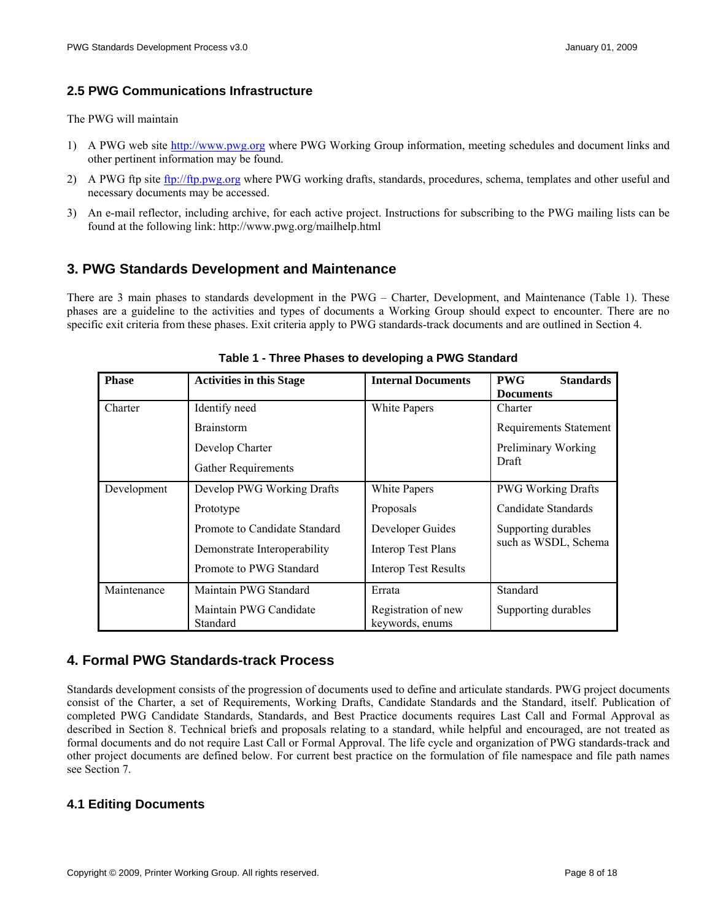### 2.5 PWG Communications Infrastructure

The PWG will maintain

1) A PWG web site http://www.pwg.org where PWG Working Group information, meeting schedules and document links and other pertinent information may be found.
2) A PWG ftp site ftp://ftp.pwg.org where PWG working drafts, standards, procedures, schema, templates and other useful and necessary documents may be accessed.
3) An e-mail reflector, including archive, for each active project. Instructions for subscribing to the PWG mailing lists can be found at the following link: http://www.pwg.org/mailhelp.html

## 3. PWG Standards Development and Maintenance

There are 3 main phases to standards development in the PWG – Charter, Development, and Maintenance (Table 1). These phases are a guideline to the activities and types of documents a Working Group should expect to encounter. There are no specific exit criteria from these phases. Exit criteria apply to PWG standards-track documents and are outlined in Section 4.

**Table 1 - Three Phases to developing a PWG Standard**

| Phase | Activities in this Stage | Internal Documents | PWG Standards Documents |
|---|---|---|---|
| Charter | Identify need<br>Brainstorm<br>Develop Charter<br>Gather Requirements | White Papers | Charter<br>Requirements Statement<br>Preliminary Working Draft |
| Development | Develop PWG Working Drafts<br>Prototype<br>Promote to Candidate Standard<br>Demonstrate Interoperability<br>Promote to PWG Standard | White Papers<br>Proposals<br>Developer Guides<br>Interop Test Plans<br>Interop Test Results | PWG Working Drafts<br>Candidate Standards<br>Supporting durables such as WSDL, Schema |
| Maintenance | Maintain PWG Standard<br>Maintain PWG Candidate Standard | Errata<br>Registration of new keywords, enums | Standard<br>Supporting durables |

## 4. Formal PWG Standards-track Process

Standards development consists of the progression of documents used to define and articulate standards. PWG project documents consist of the Charter, a set of Requirements, Working Drafts, Candidate Standards and the Standard, itself. Publication of completed PWG Candidate Standards, Standards, and Best Practice documents requires Last Call and Formal Approval as described in Section 8. Technical briefs and proposals relating to a standard, while helpful and encouraged, are not treated as formal documents and do not require Last Call or Formal Approval. The life cycle and organization of PWG standards-track and other project documents are defined below. For current best practice on the formulation of file namespace and file path names see Section 7.

### 4.1 Editing Documents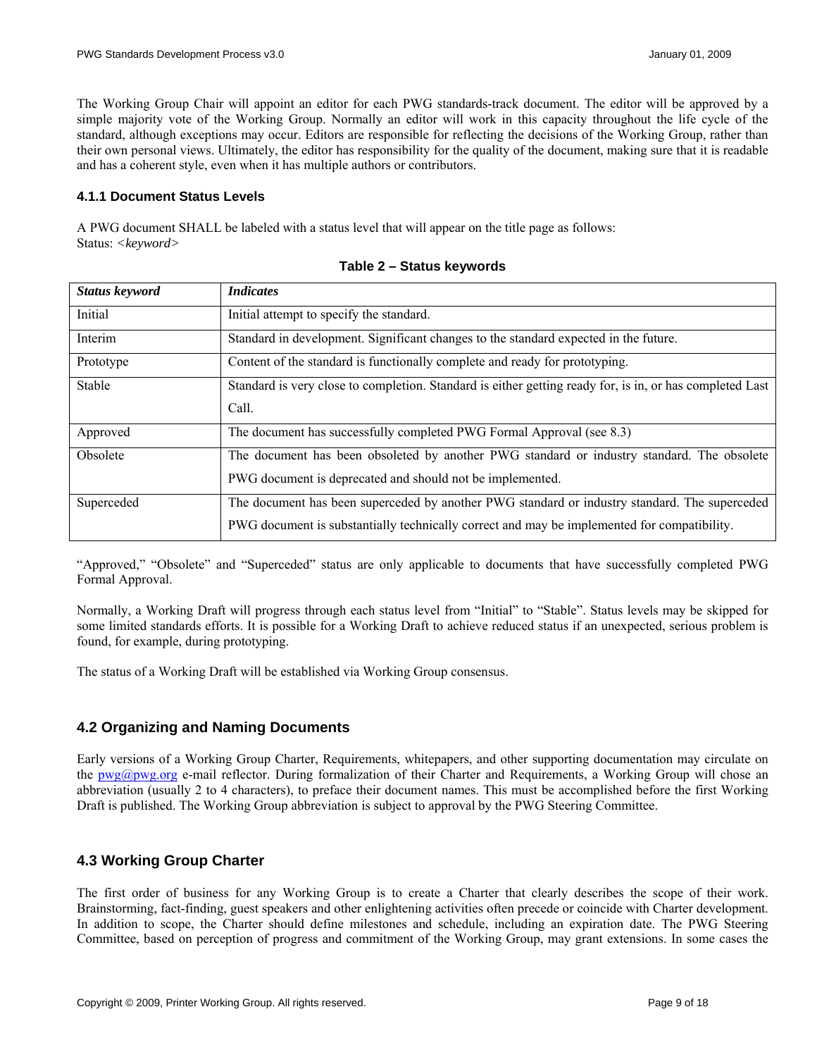The Working Group Chair will appoint an editor for each PWG standards-track document. The editor will be approved by a simple majority vote of the Working Group. Normally an editor will work in this capacity throughout the life cycle of the standard, although exceptions may occur. Editors are responsible for reflecting the decisions of the Working Group, rather than their own personal views. Ultimately, the editor has responsibility for the quality of the document, making sure that it is readable and has a coherent style, even when it has multiple authors or contributors.

### 4.1.1 Document Status Levels

A PWG document SHALL be labeled with a status level that will appear on the title page as follows:
Status: *<keyword>*

**Table 2 – Status keywords**

| *Status keyword* | *Indicates* |
|---|---|
| Initial | Initial attempt to specify the standard. |
| Interim | Standard in development. Significant changes to the standard expected in the future. |
| Prototype | Content of the standard is functionally complete and ready for prototyping. |
| Stable | Standard is very close to completion. Standard is either getting ready for, is in, or has completed Last Call. |
| Approved | The document has successfully completed PWG Formal Approval (see 8.3) |
| Obsolete | The document has been obsoleted by another PWG standard or industry standard. The obsolete PWG document is deprecated and should not be implemented. |
| Superceded | The document has been superceded by another PWG standard or industry standard. The superceded PWG document is substantially technically correct and may be implemented for compatibility. |

"Approved," "Obsolete" and "Superceded" status are only applicable to documents that have successfully completed PWG Formal Approval.

Normally, a Working Draft will progress through each status level from "Initial" to "Stable". Status levels may be skipped for some limited standards efforts. It is possible for a Working Draft to achieve reduced status if an unexpected, serious problem is found, for example, during prototyping.

The status of a Working Draft will be established via Working Group consensus.

## 4.2 Organizing and Naming Documents

Early versions of a Working Group Charter, Requirements, whitepapers, and other supporting documentation may circulate on the pwg@pwg.org e-mail reflector. During formalization of their Charter and Requirements, a Working Group will chose an abbreviation (usually 2 to 4 characters), to preface their document names. This must be accomplished before the first Working Draft is published. The Working Group abbreviation is subject to approval by the PWG Steering Committee.

## 4.3 Working Group Charter

The first order of business for any Working Group is to create a Charter that clearly describes the scope of their work. Brainstorming, fact-finding, guest speakers and other enlightening activities often precede or coincide with Charter development. In addition to scope, the Charter should define milestones and schedule, including an expiration date. The PWG Steering Committee, based on perception of progress and commitment of the Working Group, may grant extensions. In some cases the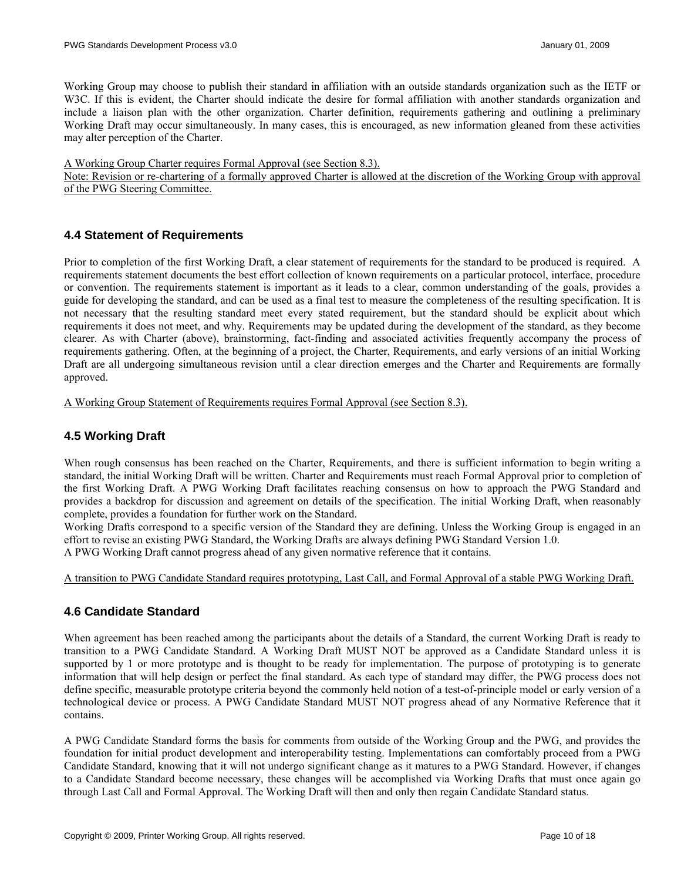Working Group may choose to publish their standard in affiliation with an outside standards organization such as the IETF or W3C. If this is evident, the Charter should indicate the desire for formal affiliation with another standards organization and include a liaison plan with the other organization. Charter definition, requirements gathering and outlining a preliminary Working Draft may occur simultaneously. In many cases, this is encouraged, as new information gleaned from these activities may alter perception of the Charter.

<u>A Working Group Charter requires Formal Approval (see Section 8.3).</u>
<u>Note: Revision or re-chartering of a formally approved Charter is allowed at the discretion of the Working Group with approval of the PWG Steering Committee.</u>

### 4.4 Statement of Requirements

Prior to completion of the first Working Draft, a clear statement of requirements for the standard to be produced is required. A requirements statement documents the best effort collection of known requirements on a particular protocol, interface, procedure or convention. The requirements statement is important as it leads to a clear, common understanding of the goals, provides a guide for developing the standard, and can be used as a final test to measure the completeness of the resulting specification. It is not necessary that the resulting standard meet every stated requirement, but the standard should be explicit about which requirements it does not meet, and why. Requirements may be updated during the development of the standard, as they become clearer. As with Charter (above), brainstorming, fact-finding and associated activities frequently accompany the process of requirements gathering. Often, at the beginning of a project, the Charter, Requirements, and early versions of an initial Working Draft are all undergoing simultaneous revision until a clear direction emerges and the Charter and Requirements are formally approved.

<u>A Working Group Statement of Requirements requires Formal Approval (see Section 8.3).</u>

### 4.5 Working Draft

When rough consensus has been reached on the Charter, Requirements, and there is sufficient information to begin writing a standard, the initial Working Draft will be written. Charter and Requirements must reach Formal Approval prior to completion of the first Working Draft. A PWG Working Draft facilitates reaching consensus on how to approach the PWG Standard and provides a backdrop for discussion and agreement on details of the specification. The initial Working Draft, when reasonably complete, provides a foundation for further work on the Standard.
Working Drafts correspond to a specific version of the Standard they are defining. Unless the Working Group is engaged in an effort to revise an existing PWG Standard, the Working Drafts are always defining PWG Standard Version 1.0.
A PWG Working Draft cannot progress ahead of any given normative reference that it contains.

<u>A transition to PWG Candidate Standard requires prototyping, Last Call, and Formal Approval of a stable PWG Working Draft.</u>

### 4.6 Candidate Standard

When agreement has been reached among the participants about the details of a Standard, the current Working Draft is ready to transition to a PWG Candidate Standard. A Working Draft MUST NOT be approved as a Candidate Standard unless it is supported by 1 or more prototype and is thought to be ready for implementation. The purpose of prototyping is to generate information that will help design or perfect the final standard. As each type of standard may differ, the PWG process does not define specific, measurable prototype criteria beyond the commonly held notion of a test-of-principle model or early version of a technological device or process. A PWG Candidate Standard MUST NOT progress ahead of any Normative Reference that it contains.

A PWG Candidate Standard forms the basis for comments from outside of the Working Group and the PWG, and provides the foundation for initial product development and interoperability testing. Implementations can comfortably proceed from a PWG Candidate Standard, knowing that it will not undergo significant change as it matures to a PWG Standard. However, if changes to a Candidate Standard become necessary, these changes will be accomplished via Working Drafts that must once again go through Last Call and Formal Approval. The Working Draft will then and only then regain Candidate Standard status.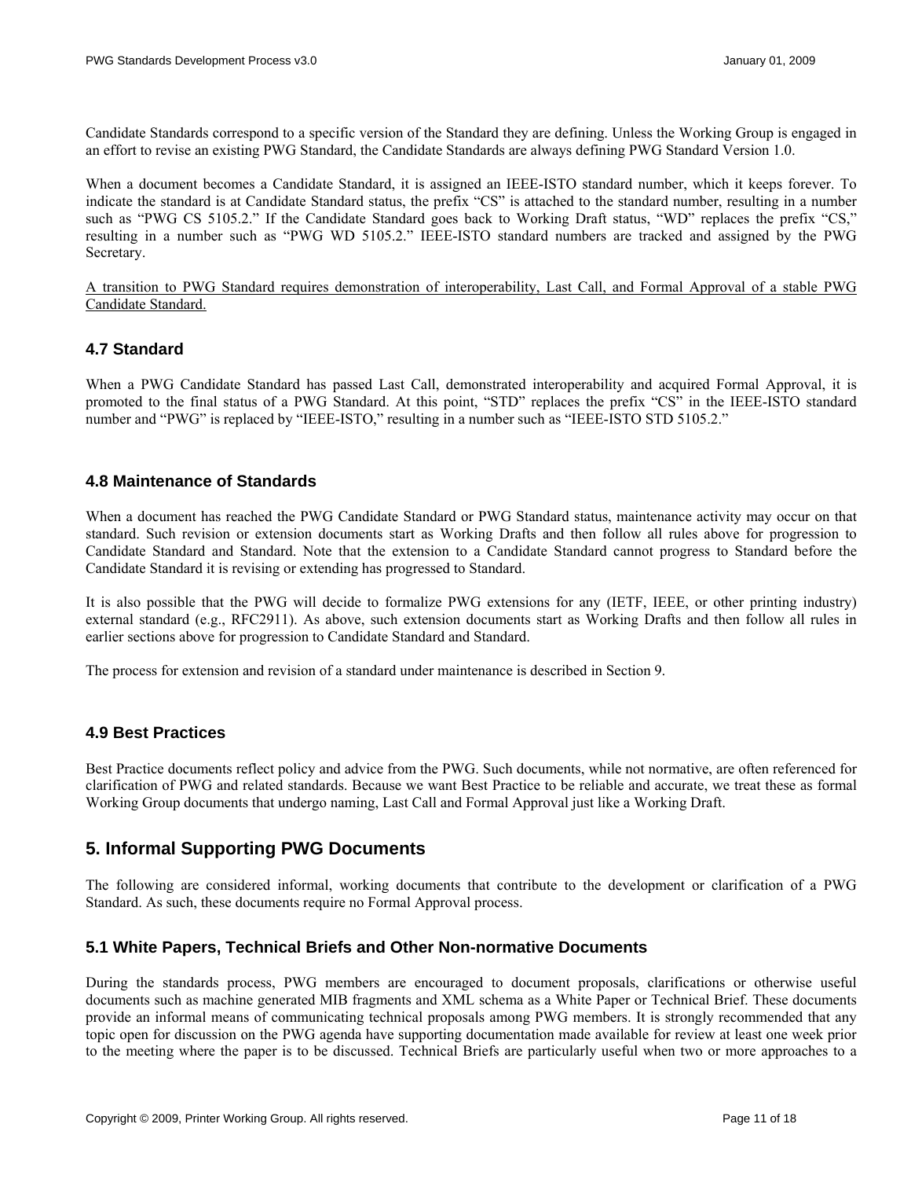Candidate Standards correspond to a specific version of the Standard they are defining. Unless the Working Group is engaged in an effort to revise an existing PWG Standard, the Candidate Standards are always defining PWG Standard Version 1.0.

When a document becomes a Candidate Standard, it is assigned an IEEE-ISTO standard number, which it keeps forever. To indicate the standard is at Candidate Standard status, the prefix "CS" is attached to the standard number, resulting in a number such as "PWG CS 5105.2." If the Candidate Standard goes back to Working Draft status, "WD" replaces the prefix "CS," resulting in a number such as "PWG WD 5105.2." IEEE-ISTO standard numbers are tracked and assigned by the PWG Secretary.

<u>A transition to PWG Standard requires demonstration of interoperability, Last Call, and Formal Approval of a stable PWG Candidate Standard.</u>

### 4.7 Standard

When a PWG Candidate Standard has passed Last Call, demonstrated interoperability and acquired Formal Approval, it is promoted to the final status of a PWG Standard. At this point, "STD" replaces the prefix "CS" in the IEEE-ISTO standard number and "PWG" is replaced by "IEEE-ISTO," resulting in a number such as "IEEE-ISTO STD 5105.2."

### 4.8 Maintenance of Standards

When a document has reached the PWG Candidate Standard or PWG Standard status, maintenance activity may occur on that standard. Such revision or extension documents start as Working Drafts and then follow all rules above for progression to Candidate Standard and Standard. Note that the extension to a Candidate Standard cannot progress to Standard before the Candidate Standard it is revising or extending has progressed to Standard.

It is also possible that the PWG will decide to formalize PWG extensions for any (IETF, IEEE, or other printing industry) external standard (e.g., RFC2911). As above, such extension documents start as Working Drafts and then follow all rules in earlier sections above for progression to Candidate Standard and Standard.

The process for extension and revision of a standard under maintenance is described in Section 9.

### 4.9 Best Practices

Best Practice documents reflect policy and advice from the PWG. Such documents, while not normative, are often referenced for clarification of PWG and related standards. Because we want Best Practice to be reliable and accurate, we treat these as formal Working Group documents that undergo naming, Last Call and Formal Approval just like a Working Draft.

## 5. Informal Supporting PWG Documents

The following are considered informal, working documents that contribute to the development or clarification of a PWG Standard. As such, these documents require no Formal Approval process.

### 5.1 White Papers, Technical Briefs and Other Non-normative Documents

During the standards process, PWG members are encouraged to document proposals, clarifications or otherwise useful documents such as machine generated MIB fragments and XML schema as a White Paper or Technical Brief. These documents provide an informal means of communicating technical proposals among PWG members. It is strongly recommended that any topic open for discussion on the PWG agenda have supporting documentation made available for review at least one week prior to the meeting where the paper is to be discussed. Technical Briefs are particularly useful when two or more approaches to a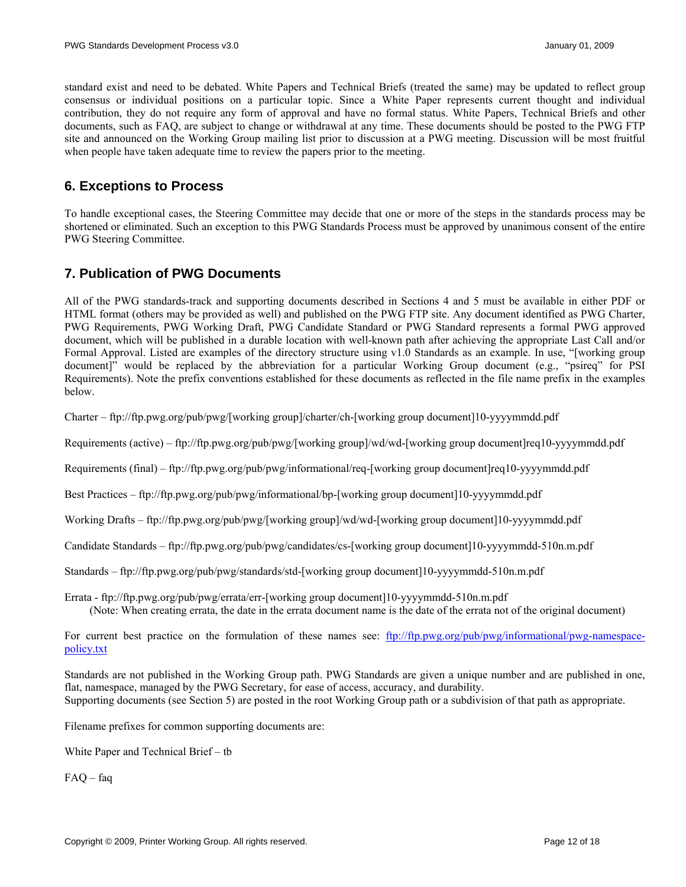standard exist and need to be debated. White Papers and Technical Briefs (treated the same) may be updated to reflect group consensus or individual positions on a particular topic. Since a White Paper represents current thought and individual contribution, they do not require any form of approval and have no formal status. White Papers, Technical Briefs and other documents, such as FAQ, are subject to change or withdrawal at any time. These documents should be posted to the PWG FTP site and announced on the Working Group mailing list prior to discussion at a PWG meeting. Discussion will be most fruitful when people have taken adequate time to review the papers prior to the meeting.

## 6. Exceptions to Process

To handle exceptional cases, the Steering Committee may decide that one or more of the steps in the standards process may be shortened or eliminated. Such an exception to this PWG Standards Process must be approved by unanimous consent of the entire PWG Steering Committee.

## 7. Publication of PWG Documents

All of the PWG standards-track and supporting documents described in Sections 4 and 5 must be available in either PDF or HTML format (others may be provided as well) and published on the PWG FTP site. Any document identified as PWG Charter, PWG Requirements, PWG Working Draft, PWG Candidate Standard or PWG Standard represents a formal PWG approved document, which will be published in a durable location with well-known path after achieving the appropriate Last Call and/or Formal Approval. Listed are examples of the directory structure using v1.0 Standards as an example. In use, "[working group document]" would be replaced by the abbreviation for a particular Working Group document (e.g., "psireq" for PSI Requirements). Note the prefix conventions established for these documents as reflected in the file name prefix in the examples below.

Charter – ftp://ftp.pwg.org/pub/pwg/[working group]/charter/ch-[working group document]10-yyyymmdd.pdf

Requirements (active) – ftp://ftp.pwg.org/pub/pwg/[working group]/wd/wd-[working group document]req10-yyyymmdd.pdf

Requirements (final) – ftp://ftp.pwg.org/pub/pwg/informational/req-[working group document]req10-yyyymmdd.pdf

Best Practices – ftp://ftp.pwg.org/pub/pwg/informational/bp-[working group document]10-yyyymmdd.pdf

Working Drafts – ftp://ftp.pwg.org/pub/pwg/[working group]/wd/wd-[working group document]10-yyyymmdd.pdf

Candidate Standards – ftp://ftp.pwg.org/pub/pwg/candidates/cs-[working group document]10-yyyymmdd-510n.m.pdf

Standards – ftp://ftp.pwg.org/pub/pwg/standards/std-[working group document]10-yyyymmdd-510n.m.pdf

Errata - ftp://ftp.pwg.org/pub/pwg/errata/err-[working group document]10-yyyymmdd-510n.m.pdf
(Note: When creating errata, the date in the errata document name is the date of the errata not of the original document)

For current best practice on the formulation of these names see: ftp://ftp.pwg.org/pub/pwg/informational/pwg-namespace-policy.txt

Standards are not published in the Working Group path. PWG Standards are given a unique number and are published in one, flat, namespace, managed by the PWG Secretary, for ease of access, accuracy, and durability.
Supporting documents (see Section 5) are posted in the root Working Group path or a subdivision of that path as appropriate.

Filename prefixes for common supporting documents are:

White Paper and Technical Brief – tb

FAQ – faq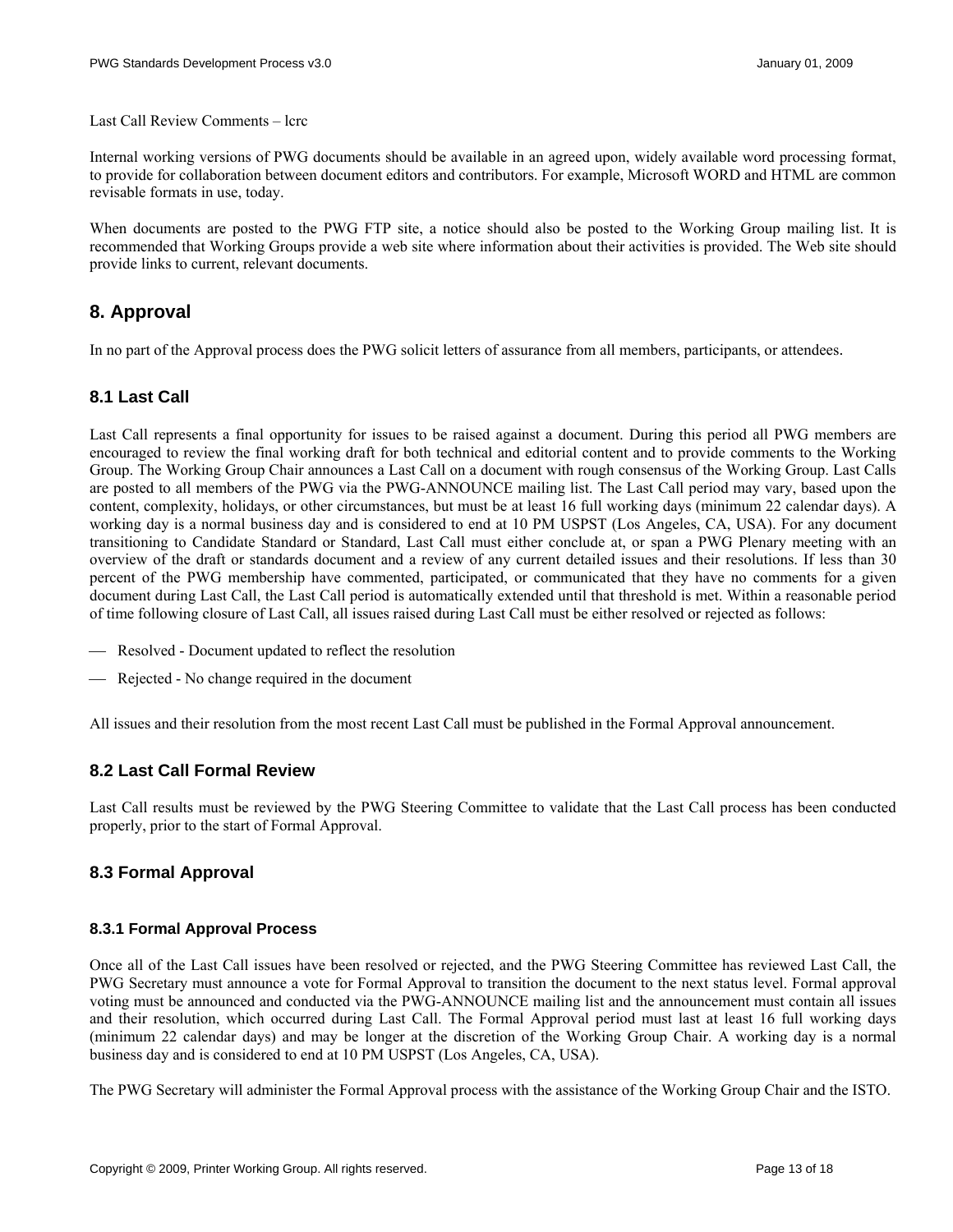Last Call Review Comments – lcrc

Internal working versions of PWG documents should be available in an agreed upon, widely available word processing format, to provide for collaboration between document editors and contributors. For example, Microsoft WORD and HTML are common revisable formats in use, today.

When documents are posted to the PWG FTP site, a notice should also be posted to the Working Group mailing list. It is recommended that Working Groups provide a web site where information about their activities is provided. The Web site should provide links to current, relevant documents.

## 8. Approval

In no part of the Approval process does the PWG solicit letters of assurance from all members, participants, or attendees.

### 8.1 Last Call

Last Call represents a final opportunity for issues to be raised against a document. During this period all PWG members are encouraged to review the final working draft for both technical and editorial content and to provide comments to the Working Group. The Working Group Chair announces a Last Call on a document with rough consensus of the Working Group. Last Calls are posted to all members of the PWG via the PWG-ANNOUNCE mailing list. The Last Call period may vary, based upon the content, complexity, holidays, or other circumstances, but must be at least 16 full working days (minimum 22 calendar days). A working day is a normal business day and is considered to end at 10 PM USPST (Los Angeles, CA, USA). For any document transitioning to Candidate Standard or Standard, Last Call must either conclude at, or span a PWG Plenary meeting with an overview of the draft or standards document and a review of any current detailed issues and their resolutions. If less than 30 percent of the PWG membership have commented, participated, or communicated that they have no comments for a given document during Last Call, the Last Call period is automatically extended until that threshold is met. Within a reasonable period of time following closure of Last Call, all issues raised during Last Call must be either resolved or rejected as follows:

- Resolved - Document updated to reflect the resolution
- Rejected - No change required in the document

All issues and their resolution from the most recent Last Call must be published in the Formal Approval announcement.

### 8.2 Last Call Formal Review

Last Call results must be reviewed by the PWG Steering Committee to validate that the Last Call process has been conducted properly, prior to the start of Formal Approval.

### 8.3 Formal Approval

#### 8.3.1 Formal Approval Process

Once all of the Last Call issues have been resolved or rejected, and the PWG Steering Committee has reviewed Last Call, the PWG Secretary must announce a vote for Formal Approval to transition the document to the next status level. Formal approval voting must be announced and conducted via the PWG-ANNOUNCE mailing list and the announcement must contain all issues and their resolution, which occurred during Last Call. The Formal Approval period must last at least 16 full working days (minimum 22 calendar days) and may be longer at the discretion of the Working Group Chair. A working day is a normal business day and is considered to end at 10 PM USPST (Los Angeles, CA, USA).

The PWG Secretary will administer the Formal Approval process with the assistance of the Working Group Chair and the ISTO.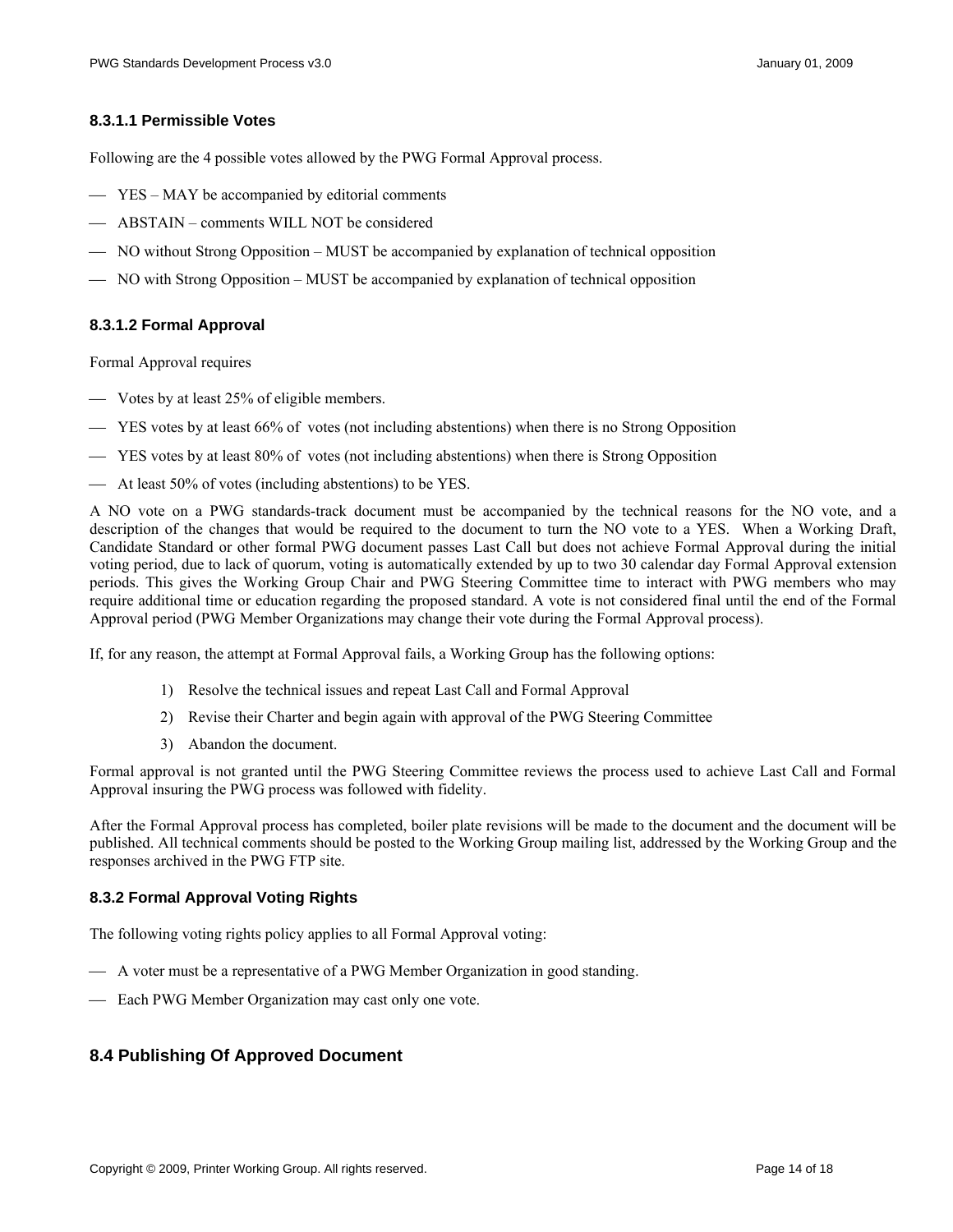#### 8.3.1.1 Permissible Votes

Following are the 4 possible votes allowed by the PWG Formal Approval process.

- YES – MAY be accompanied by editorial comments
- ABSTAIN – comments WILL NOT be considered
- NO without Strong Opposition – MUST be accompanied by explanation of technical opposition
- NO with Strong Opposition – MUST be accompanied by explanation of technical opposition

#### 8.3.1.2 Formal Approval

Formal Approval requires

- Votes by at least 25% of eligible members.
- YES votes by at least 66% of votes (not including abstentions) when there is no Strong Opposition
- YES votes by at least 80% of votes (not including abstentions) when there is Strong Opposition
- At least 50% of votes (including abstentions) to be YES.

A NO vote on a PWG standards-track document must be accompanied by the technical reasons for the NO vote, and a description of the changes that would be required to the document to turn the NO vote to a YES. When a Working Draft, Candidate Standard or other formal PWG document passes Last Call but does not achieve Formal Approval during the initial voting period, due to lack of quorum, voting is automatically extended by up to two 30 calendar day Formal Approval extension periods. This gives the Working Group Chair and PWG Steering Committee time to interact with PWG members who may require additional time or education regarding the proposed standard. A vote is not considered final until the end of the Formal Approval period (PWG Member Organizations may change their vote during the Formal Approval process).

If, for any reason, the attempt at Formal Approval fails, a Working Group has the following options:

1) Resolve the technical issues and repeat Last Call and Formal Approval
2) Revise their Charter and begin again with approval of the PWG Steering Committee
3) Abandon the document.

Formal approval is not granted until the PWG Steering Committee reviews the process used to achieve Last Call and Formal Approval insuring the PWG process was followed with fidelity.

After the Formal Approval process has completed, boiler plate revisions will be made to the document and the document will be published. All technical comments should be posted to the Working Group mailing list, addressed by the Working Group and the responses archived in the PWG FTP site.

### 8.3.2 Formal Approval Voting Rights

The following voting rights policy applies to all Formal Approval voting:

- A voter must be a representative of a PWG Member Organization in good standing.
- Each PWG Member Organization may cast only one vote.

## 8.4 Publishing Of Approved Document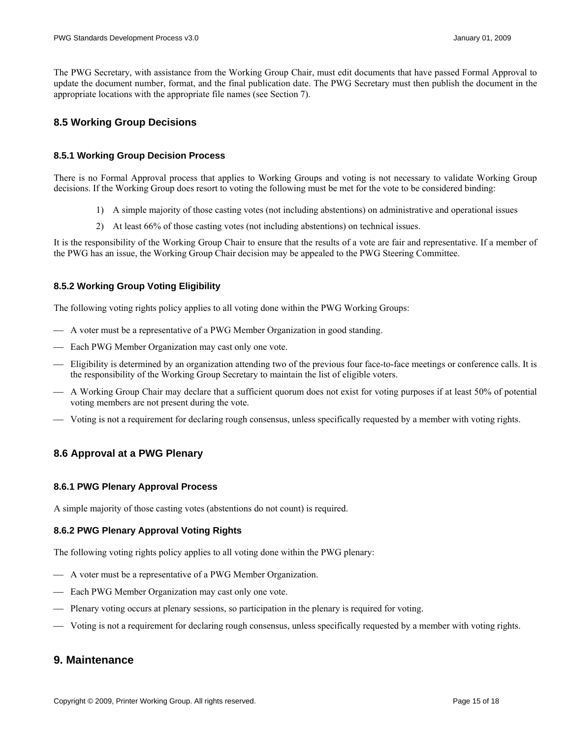The PWG Secretary, with assistance from the Working Group Chair, must edit documents that have passed Formal Approval to update the document number, format, and the final publication date. The PWG Secretary must then publish the document in the appropriate locations with the appropriate file names (see Section 7).

## 8.5 Working Group Decisions

### 8.5.1 Working Group Decision Process

There is no Formal Approval process that applies to Working Groups and voting is not necessary to validate Working Group decisions. If the Working Group does resort to voting the following must be met for the vote to be considered binding:

1) A simple majority of those casting votes (not including abstentions) on administrative and operational issues
2) At least 66% of those casting votes (not including abstentions) on technical issues.

It is the responsibility of the Working Group Chair to ensure that the results of a vote are fair and representative. If a member of the PWG has an issue, the Working Group Chair decision may be appealed to the PWG Steering Committee.

### 8.5.2 Working Group Voting Eligibility

The following voting rights policy applies to all voting done within the PWG Working Groups:

- A voter must be a representative of a PWG Member Organization in good standing.
- Each PWG Member Organization may cast only one vote.
- Eligibility is determined by an organization attending two of the previous four face-to-face meetings or conference calls. It is the responsibility of the Working Group Secretary to maintain the list of eligible voters.
- A Working Group Chair may declare that a sufficient quorum does not exist for voting purposes if at least 50% of potential voting members are not present during the vote.
- Voting is not a requirement for declaring rough consensus, unless specifically requested by a member with voting rights.

## 8.6 Approval at a PWG Plenary

### 8.6.1 PWG Plenary Approval Process

A simple majority of those casting votes (abstentions do not count) is required.

### 8.6.2 PWG Plenary Approval Voting Rights

The following voting rights policy applies to all voting done within the PWG plenary:

- A voter must be a representative of a PWG Member Organization.
- Each PWG Member Organization may cast only one vote.
- Plenary voting occurs at plenary sessions, so participation in the plenary is required for voting.
- Voting is not a requirement for declaring rough consensus, unless specifically requested by a member with voting rights.

# 9. Maintenance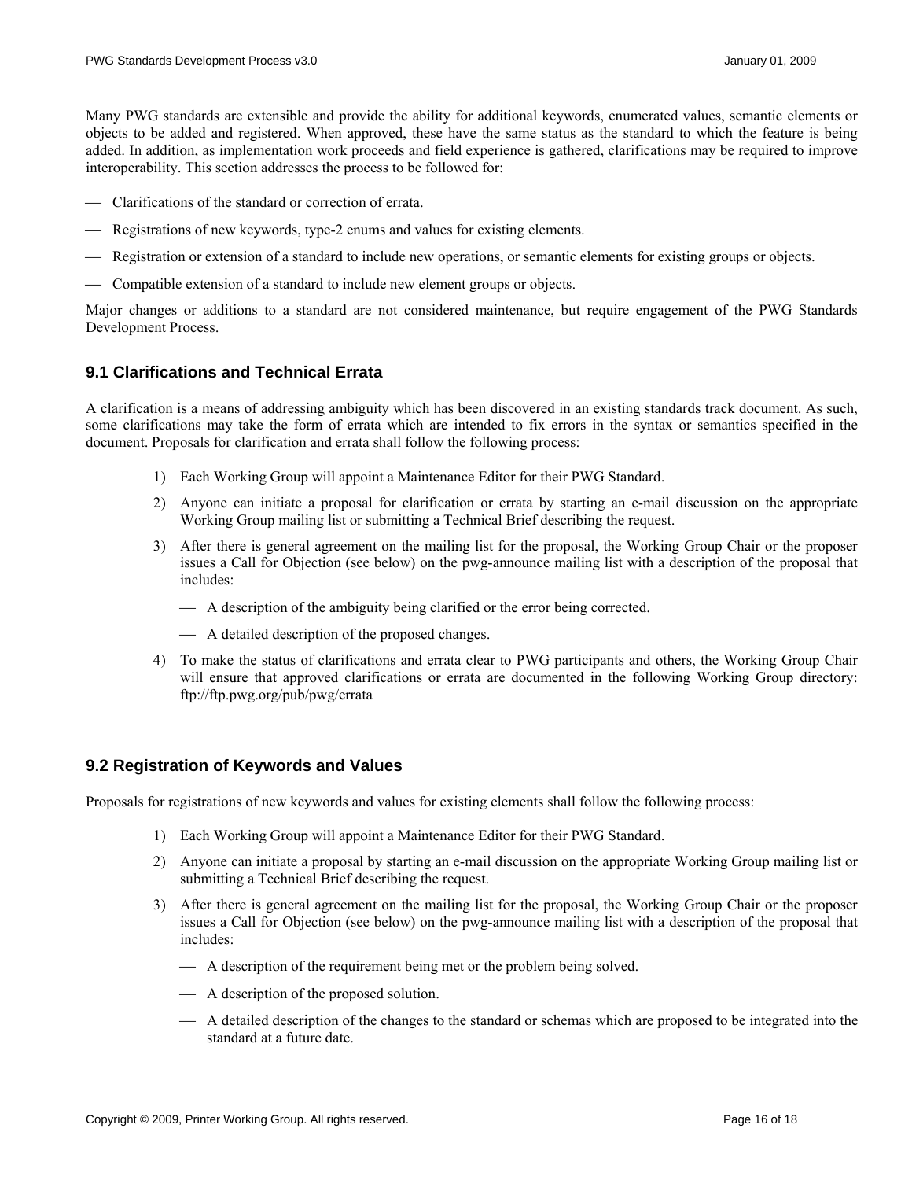Many PWG standards are extensible and provide the ability for additional keywords, enumerated values, semantic elements or objects to be added and registered. When approved, these have the same status as the standard to which the feature is being added. In addition, as implementation work proceeds and field experience is gathered, clarifications may be required to improve interoperability. This section addresses the process to be followed for:

- Clarifications of the standard or correction of errata.
- Registrations of new keywords, type-2 enums and values for existing elements.
- Registration or extension of a standard to include new operations, or semantic elements for existing groups or objects.
- Compatible extension of a standard to include new element groups or objects.

Major changes or additions to a standard are not considered maintenance, but require engagement of the PWG Standards Development Process.

## 9.1 Clarifications and Technical Errata

A clarification is a means of addressing ambiguity which has been discovered in an existing standards track document. As such, some clarifications may take the form of errata which are intended to fix errors in the syntax or semantics specified in the document. Proposals for clarification and errata shall follow the following process:

1) Each Working Group will appoint a Maintenance Editor for their PWG Standard.
2) Anyone can initiate a proposal for clarification or errata by starting an e-mail discussion on the appropriate Working Group mailing list or submitting a Technical Brief describing the request.
3) After there is general agreement on the mailing list for the proposal, the Working Group Chair or the proposer issues a Call for Objection (see below) on the pwg-announce mailing list with a description of the proposal that includes:
   - A description of the ambiguity being clarified or the error being corrected.
   - A detailed description of the proposed changes.
4) To make the status of clarifications and errata clear to PWG participants and others, the Working Group Chair will ensure that approved clarifications or errata are documented in the following Working Group directory: ftp://ftp.pwg.org/pub/pwg/errata

## 9.2 Registration of Keywords and Values

Proposals for registrations of new keywords and values for existing elements shall follow the following process:

1) Each Working Group will appoint a Maintenance Editor for their PWG Standard.
2) Anyone can initiate a proposal by starting an e-mail discussion on the appropriate Working Group mailing list or submitting a Technical Brief describing the request.
3) After there is general agreement on the mailing list for the proposal, the Working Group Chair or the proposer issues a Call for Objection (see below) on the pwg-announce mailing list with a description of the proposal that includes:
   - A description of the requirement being met or the problem being solved.
   - A description of the proposed solution.
   - A detailed description of the changes to the standard or schemas which are proposed to be integrated into the standard at a future date.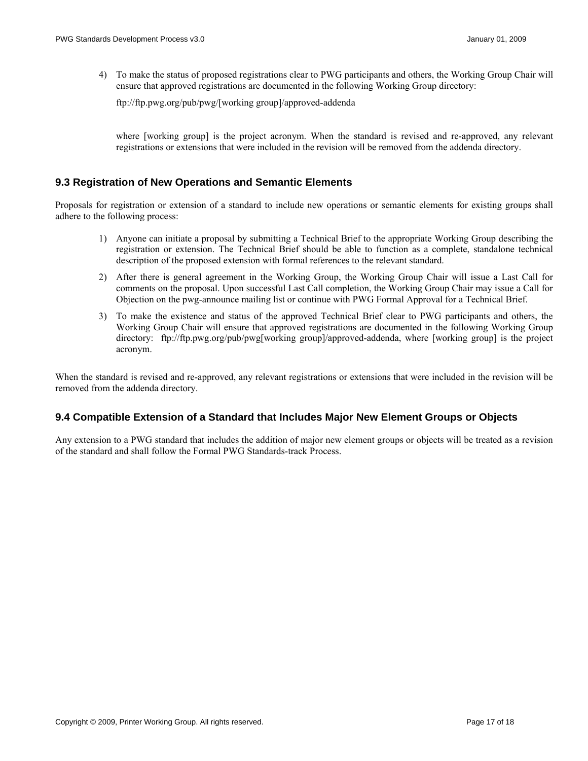4) To make the status of proposed registrations clear to PWG participants and others, the Working Group Chair will ensure that approved registrations are documented in the following Working Group directory:

   ftp://ftp.pwg.org/pub/pwg/[working group]/approved-addenda

   where [working group] is the project acronym. When the standard is revised and re-approved, any relevant registrations or extensions that were included in the revision will be removed from the addenda directory.

### 9.3 Registration of New Operations and Semantic Elements

Proposals for registration or extension of a standard to include new operations or semantic elements for existing groups shall adhere to the following process:

1) Anyone can initiate a proposal by submitting a Technical Brief to the appropriate Working Group describing the registration or extension. The Technical Brief should be able to function as a complete, standalone technical description of the proposed extension with formal references to the relevant standard.
2) After there is general agreement in the Working Group, the Working Group Chair will issue a Last Call for comments on the proposal. Upon successful Last Call completion, the Working Group Chair may issue a Call for Objection on the pwg-announce mailing list or continue with PWG Formal Approval for a Technical Brief.
3) To make the existence and status of the approved Technical Brief clear to PWG participants and others, the Working Group Chair will ensure that approved registrations are documented in the following Working Group directory: ftp://ftp.pwg.org/pub/pwg[working group]/approved-addenda, where [working group] is the project acronym.

When the standard is revised and re-approved, any relevant registrations or extensions that were included in the revision will be removed from the addenda directory.

### 9.4 Compatible Extension of a Standard that Includes Major New Element Groups or Objects

Any extension to a PWG standard that includes the addition of major new element groups or objects will be treated as a revision of the standard and shall follow the Formal PWG Standards-track Process.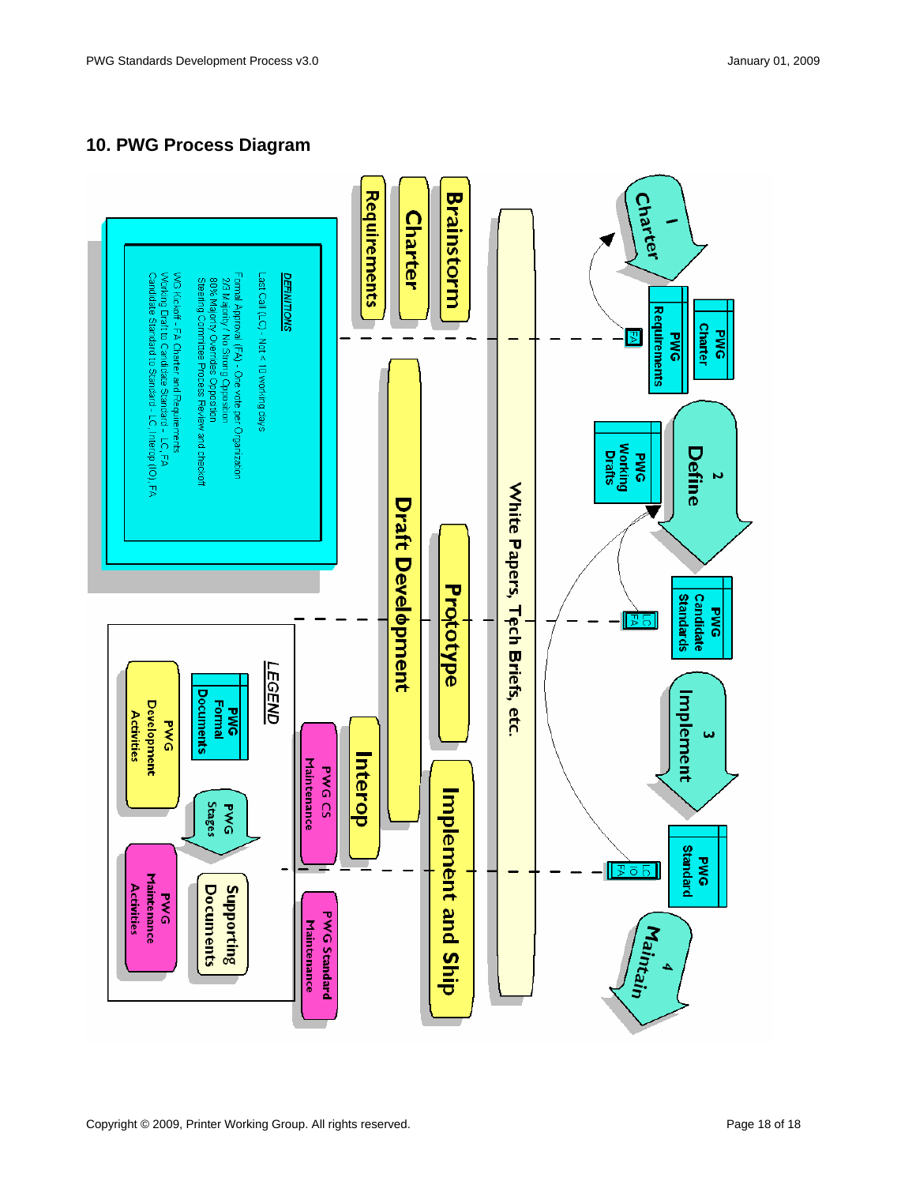## 10. PWG Process Diagram

1 Charter

2 Define

3 Implement

4 Maintain

PWG Charter

PWG Requirements

FA

PWG Working Drafts

PWG Candidate Standards

LC
FA

PWG Standard

LC
IO
FA

White Papers, Tech Briefs, etc.

Brainstorm

Charter

Requirements

Draft Development

Prototype

Interop

Implement and Ship

PWG CS Maintenance

PWG Standard Maintenance

DEFINITIONS

Last Call (LC) - Not < 10 working days

Formal Approval (FA) - One vote per Organization
2/3 Majority / No Strong Opposition
80% Majority Overrides Opposition
Steering Committee Process Review and checkoff

WG Kickoff - FA Charter and Requirements
Working Draft to Candidate Standard - LC, FA
Candidate Standard to Standard - LC, Interop (IO), FA

LEGEND

PWG Formal Documents

PWG Development Activities

PWG Stages

Supporting Documents

PWG Maintenance Activities